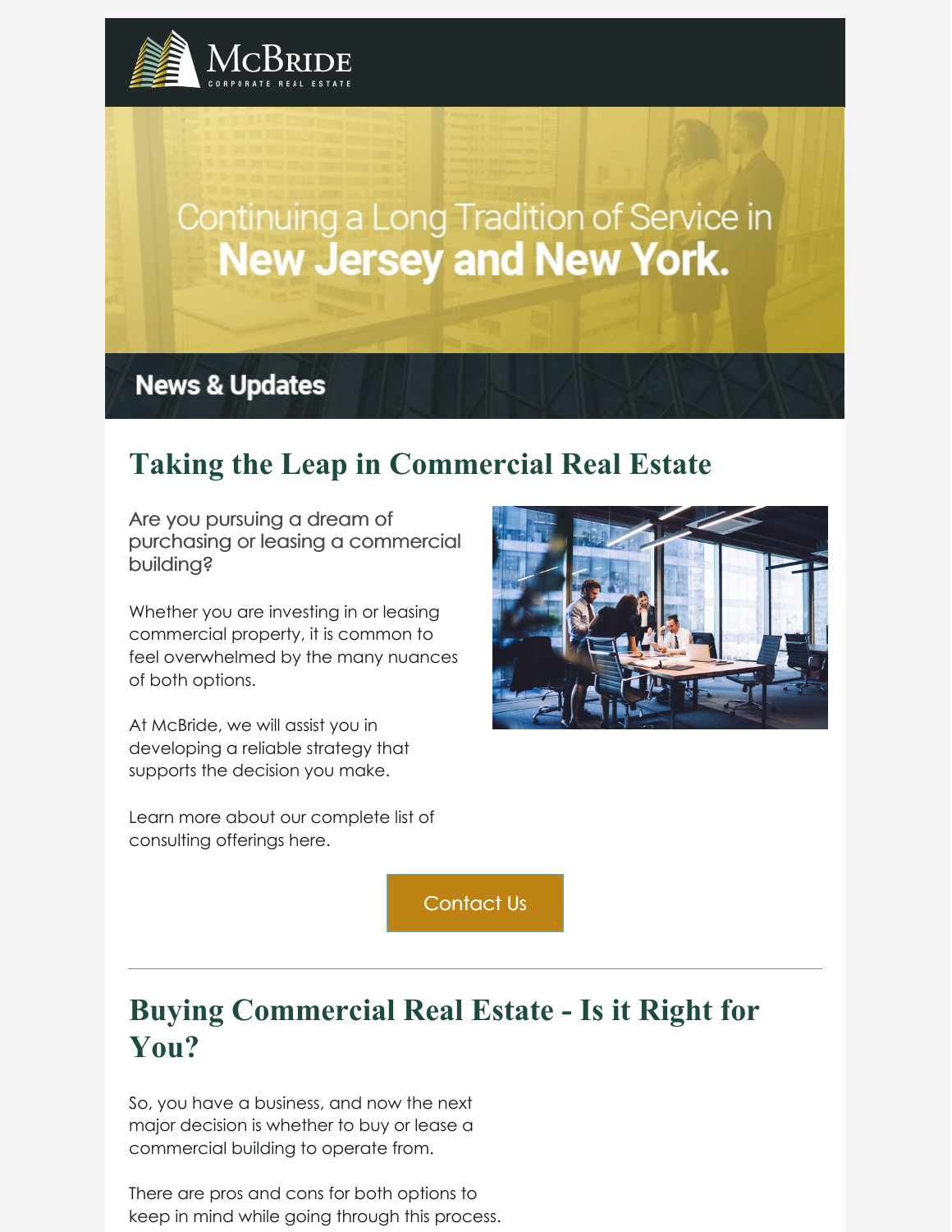McBride
CORPORATE REAL ESTATE

Continuing a Long Tradition of Service in **New Jersey and New York.**

**News & Updates**

## Taking the Leap in Commercial Real Estate

Are you pursuing a dream of purchasing or leasing a commercial building?

Whether you are investing in or leasing commercial property, it is common to feel overwhelmed by the many nuances of both options.

At McBride, we will assist you in developing a reliable strategy that supports the decision you make.

Learn more about our complete list of consulting offerings here.

Contact Us

---

## Buying Commercial Real Estate - Is it Right for You?

So, you have a business, and now the next major decision is whether to buy or lease a commercial building to operate from.

There are pros and cons for both options to keep in mind while going through this process.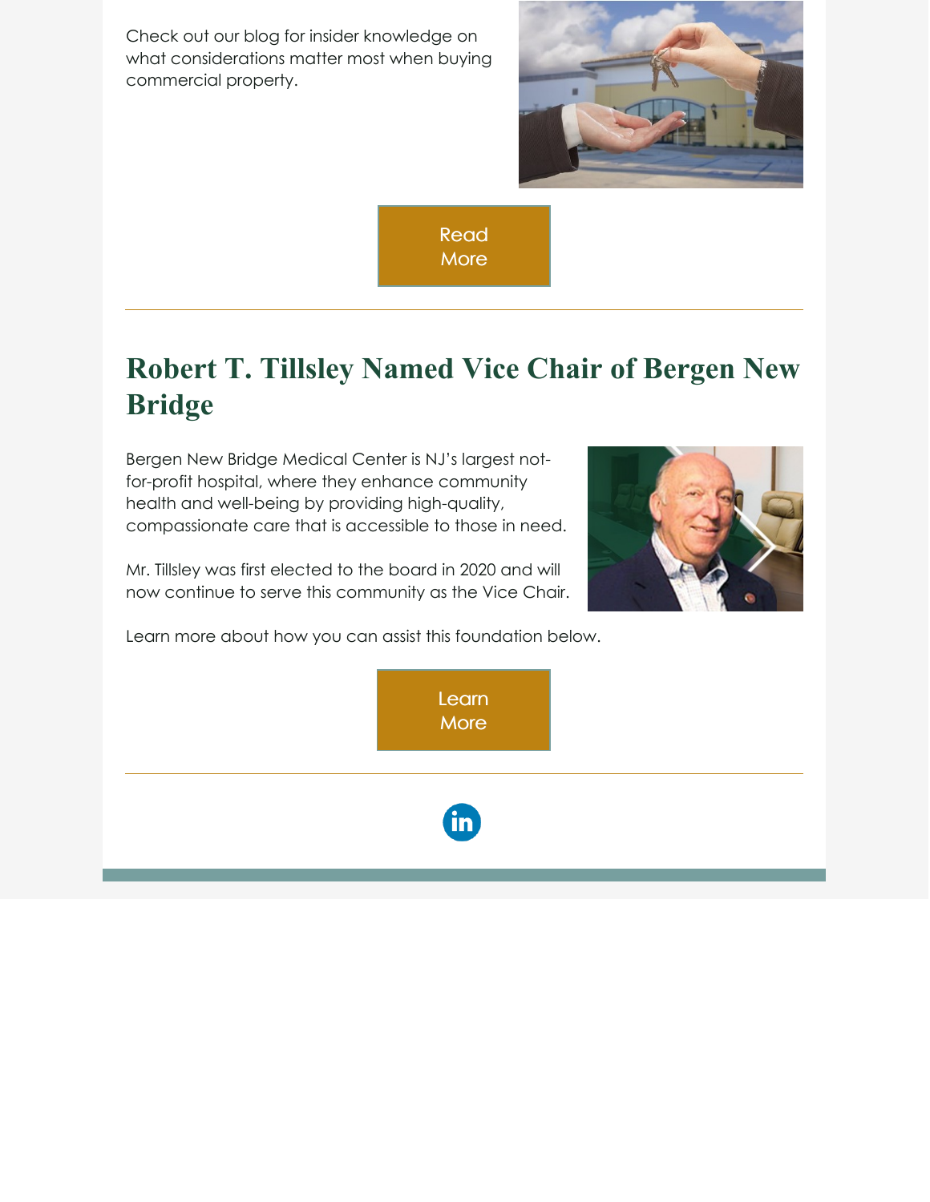Check out our blog for insider knowledge on what considerations matter most when buying commercial property.

Read More

---

## Robert T. Tillsley Named Vice Chair of Bergen New Bridge

Bergen New Bridge Medical Center is NJ's largest not-for-profit hospital, where they enhance community health and well-being by providing high-quality, compassionate care that is accessible to those in need.

Mr. Tillsley was first elected to the board in 2020 and will now continue to serve this community as the Vice Chair.

Learn more about how you can assist this foundation below.

Learn More

---